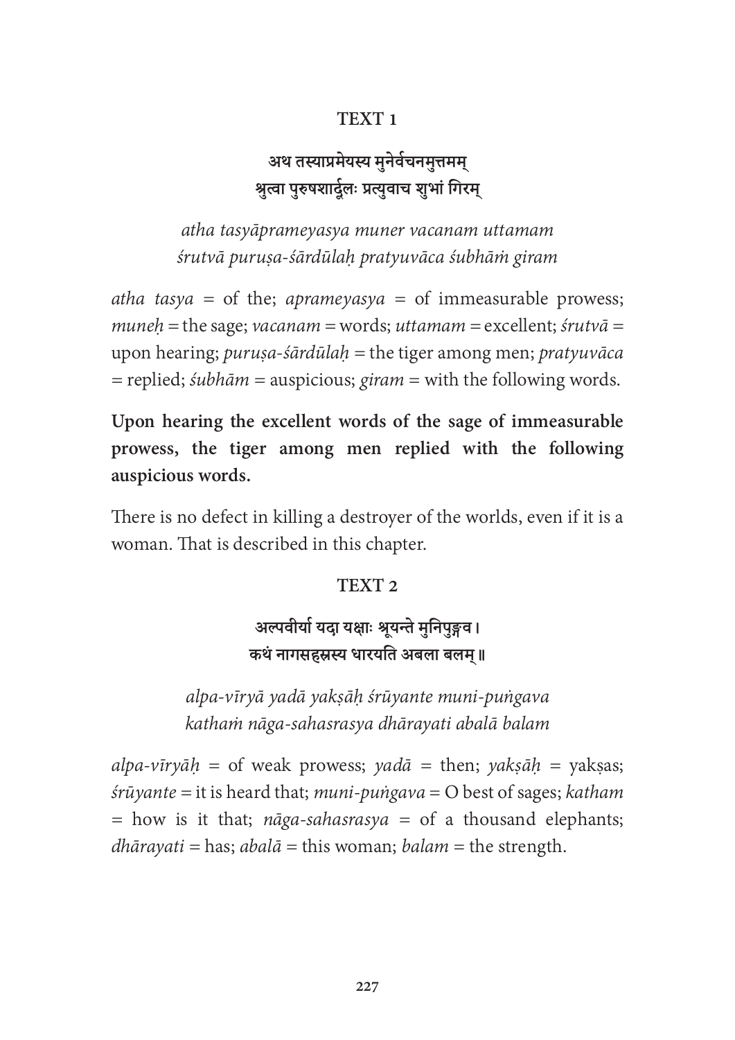### TEXT 1

**अथ तस्याप्रमेयस्य मुनेर्वचनमुत्तमम्**
**श्रुत्वा पुरुषशार्दूलः प्रत्युवाच शुभां गिरम्**

*atha tasyāprameyasya muner vacanam uttamam*
*śrutvā puruṣa-śārdūlaḥ pratyuvāca śubhāṁ giram*

*atha tasya* = of the; *aprameyasya* = of immeasurable prowess; *muneḥ* = the sage; *vacanam* = words; *uttamam* = excellent; *śrutvā* = upon hearing; *puruṣa-śārdūlaḥ* = the tiger among men; *pratyuvāca* = replied; *śubhām* = auspicious; *giram* = with the following words.

**Upon hearing the excellent words of the sage of immeasurable prowess, the tiger among men replied with the following auspicious words.**

There is no defect in killing a destroyer of the worlds, even if it is a woman. That is described in this chapter.

### TEXT 2

**अल्पवीर्या यदा यक्षाः श्रूयन्ते मुनिपुङ्गव।**
**कथं नागसहस्रस्य धारयति अबला बलम्॥**

*alpa-vīryā yadā yakṣāḥ śrūyante muni-puṅgava*
*kathaṁ nāga-sahasrasya dhārayati abalā balam*

*alpa-vīryāḥ* = of weak prowess; *yadā* = then; *yakṣāḥ* = yakṣas; *śrūyante* = it is heard that; *muni-puṅgava* = O best of sages; *katham* = how is it that; *nāga-sahasrasya* = of a thousand elephants; *dhārayati* = has; *abalā* = this woman; *balam* = the strength.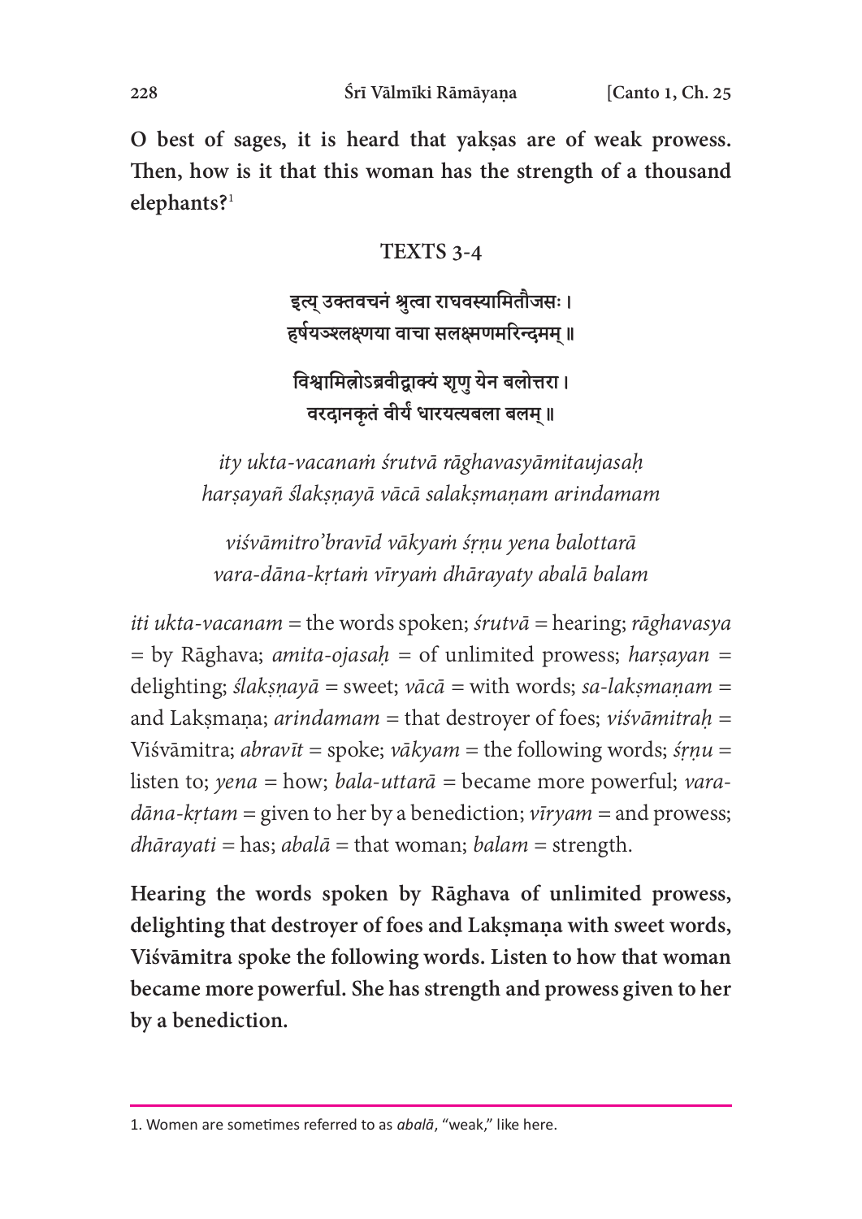**O best of sages, it is heard that yakṣas are of weak prowess. Then, how is it that this woman has the strength of a thousand elephants?**[1]

### TEXTS 3-4

इत्य् उक्तवचनं श्रुत्वा राघवस्यामितौजसः ।
हर्षयञ्श्लक्ष्णया वाचा सलक्ष्मणमरिन्दमम् ॥

विश्वामित्रोऽब्रवीद्वाक्यं शृणु येन बलोत्तरा ।
वरदानकृतं वीर्यं धारयत्यबला बलम् ॥

*ity ukta-vacanaṁ śrutvā rāghavasyāmitaujasaḥ*
*harṣayañ ślakṣṇayā vācā salakṣmaṇam arindamam*

*viśvāmitro'bravīd vākyaṁ śṛṇu yena balottarā*
*vara-dāna-kṛtaṁ vīryaṁ dhārayaty abalā balam*

*iti ukta-vacanam* = the words spoken; *śrutvā* = hearing; *rāghavasya* = by Rāghava; *amita-ojasaḥ* = of unlimited prowess; *harṣayan* = delighting; *ślakṣṇayā* = sweet; *vācā* = with words; *sa-lakṣmaṇam* = and Lakṣmaṇa; *arindamam* = that destroyer of foes; *viśvāmitraḥ* = Viśvāmitra; *abravīt* = spoke; *vākyam* = the following words; *śṛṇu* = listen to; *yena* = how; *bala-uttarā* = became more powerful; *vara-dāna-kṛtam* = given to her by a benediction; *vīryam* = and prowess; *dhārayati* = has; *abalā* = that woman; *balam* = strength.

**Hearing the words spoken by Rāghava of unlimited prowess, delighting that destroyer of foes and Lakṣmaṇa with sweet words, Viśvāmitra spoke the following words. Listen to how that woman became more powerful. She has strength and prowess given to her by a benediction.**

---

1. Women are sometimes referred to as *abalā*, "weak," like here.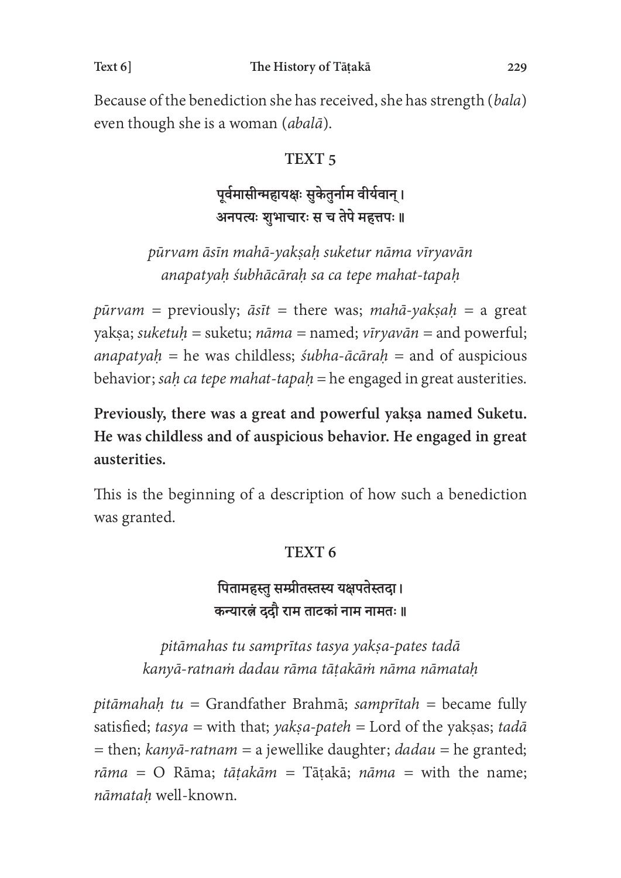Because of the benediction she has received, she has strength (*bala*) even though she is a woman (*abalā*).

### TEXT 5

**पूर्वमासीन्महायक्षः सुकेतुर्नाम वीर्यवान् ।**
**अनपत्यः शुभाचारः स च तेपे महत्तपः ॥**

*pūrvam āsīn mahā-yakṣaḥ suketur nāma vīryavān*
*anapatyaḥ śubhācāraḥ sa ca tepe mahat-tapaḥ*

*pūrvam* = previously; *āsīt* = there was; *mahā-yakṣaḥ* = a great yakṣa; *suketuḥ* = suketu; *nāma* = named; *vīryavān* = and powerful; *anapatyaḥ* = he was childless; *śubha-ācāraḥ* = and of auspicious behavior; *saḥ ca tepe mahat-tapaḥ* = he engaged in great austerities.

**Previously, there was a great and powerful yakṣa named Suketu. He was childless and of auspicious behavior. He engaged in great austerities.**

This is the beginning of a description of how such a benediction was granted.

### TEXT 6

**पितामहस्तु सम्प्रीतस्तस्य यक्षपतेस्तदा ।**
**कन्यारत्नं ददौ राम ताटकां नाम नामतः ॥**

*pitāmahas tu samprītas tasya yakṣa-pates tadā*
*kanyā-ratnaṁ dadau rāma tāṭakāṁ nāma nāmataḥ*

*pitāmahaḥ tu* = Grandfather Brahmā; *samprītah* = became fully satisfied; *tasya* = with that; *yakṣa-pateh* = Lord of the yakṣas; *tadā* = then; *kanyā-ratnam* = a jewellike daughter; *dadau* = he granted; *rāma* = O Rāma; *tāṭakām* = Tāṭakā; *nāma* = with the name; *nāmataḥ* well-known.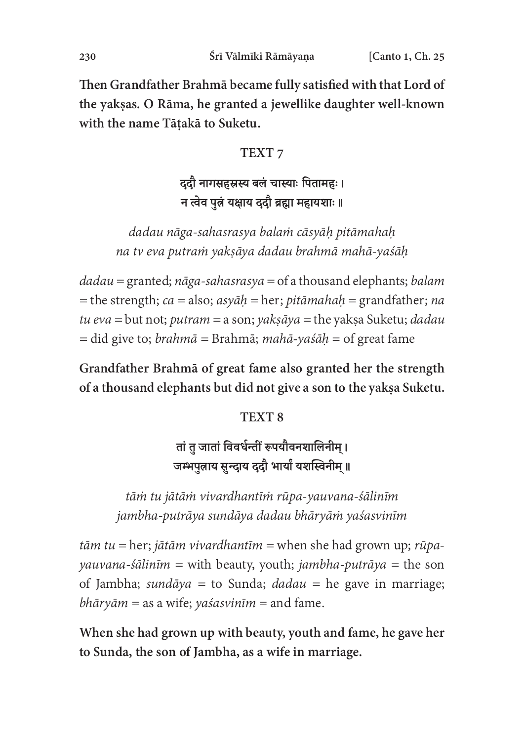**Then Grandfather Brahmā became fully satisfied with that Lord of the yakṣas. O Rāma, he granted a jewellike daughter well-known with the name Tāṭakā to Suketu.**

### TEXT 7

**ददौ नागसहस्रस्य बलं चास्याः पितामहः ।**
**न त्वेव पुत्रं यक्षाय ददौ ब्रह्मा महायशाः ॥**

*dadau nāga-sahasrasya balaṁ cāsyāḥ pitāmahaḥ*
*na tv eva putraṁ yakṣāya dadau brahmā mahā-yaśāḥ*

*dadau* = granted; *nāga-sahasrasya* = of a thousand elephants; *balam* = the strength; *ca* = also; *asyāḥ* = her; *pitāmahaḥ* = grandfather; *na tu eva* = but not; *putram* = a son; *yakṣāya* = the yakṣa Suketu; *dadau* = did give to; *brahmā* = Brahmā; *mahā-yaśāḥ* = of great fame

**Grandfather Brahmā of great fame also granted her the strength of a thousand elephants but did not give a son to the yakṣa Suketu.**

### TEXT 8

**तां तु जातां विवर्धन्तीं रूपयौवनशालिनीम् ।**
**जम्भपुत्राय सुन्दाय ददौ भार्यां यशस्विनीम् ॥**

*tāṁ tu jātāṁ vivardhantīṁ rūpa-yauvana-śālinīm*
*jambha-putrāya sundāya dadau bhāryāṁ yaśasvinīm*

*tām tu* = her; *jātām vivardhantīm* = when she had grown up; *rūpa-yauvana-śālinīm* = with beauty, youth; *jambha-putrāya* = the son of Jambha; *sundāya* = to Sunda; *dadau* = he gave in marriage; *bhāryām* = as a wife; *yaśasvinīm* = and fame.

**When she had grown up with beauty, youth and fame, he gave her to Sunda, the son of Jambha, as a wife in marriage.**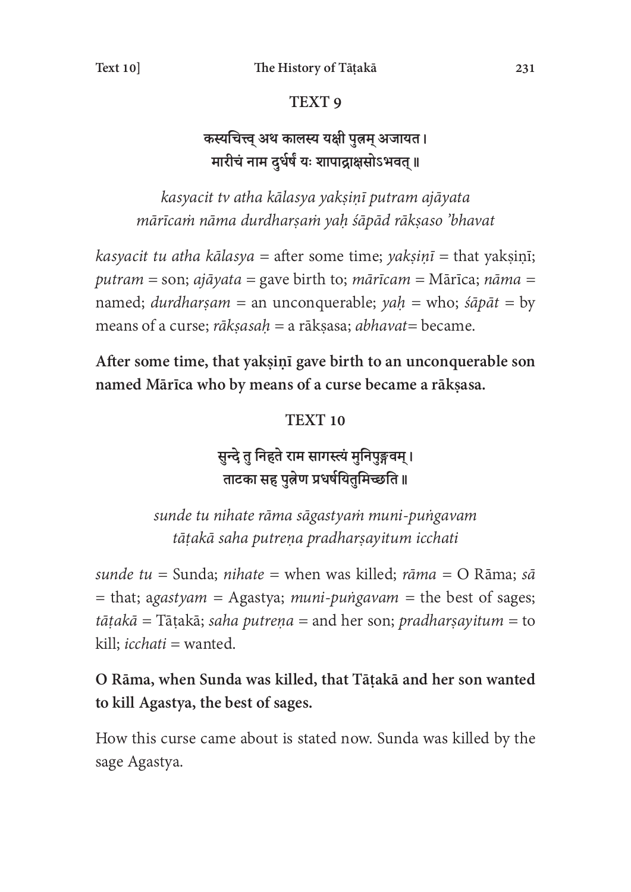## TEXT 9

**कस्यचित्त्व् अथ कालस्य यक्षी पुत्रम् अजायत।**
**मारीचं नाम दुर्धर्षं यः शापाद्राक्षसोऽभवत्॥**

*kasyacit tv atha kālasya yakṣiṇī putram ajāyata*
*mārīcaṁ nāma durdharṣaṁ yaḥ śāpād rākṣaso 'bhavat*

*kasyacit tu atha kālasya* = after some time; *yakṣiṇī* = that yakṣiṇī; *putram* = son; *ajāyata* = gave birth to; *mārīcam* = Mārīca; *nāma* = named; *durdharṣam* = an unconquerable; *yaḥ* = who; *śāpāt* = by means of a curse; *rākṣasaḥ* = a rākṣasa; *abhavat*= became.

**After some time, that yakṣiṇī gave birth to an unconquerable son named Mārīca who by means of a curse became a rākṣasa.**

## TEXT 10

**सुन्दे तु निहते राम सागस्त्यं मुनिपुङ्गवम्।**
**ताटका सह पुत्रेण प्रधर्षयितुमिच्छति॥**

*sunde tu nihate rāma sāgastyaṁ muni-puṅgavam*
*tāṭakā saha putreṇa pradharṣayitum icchati*

*sunde tu* = Sunda; *nihate* = when was killed; *rāma* = O Rāma; *sā* = that; a*gastyam* = Agastya; *muni-puṅgavam* = the best of sages; *tāṭakā* = Tāṭakā; *saha putreṇa* = and her son; *pradharṣayitum* = to kill; *icchati* = wanted.

**O Rāma, when Sunda was killed, that Tāṭakā and her son wanted to kill Agastya, the best of sages.**

How this curse came about is stated now. Sunda was killed by the sage Agastya.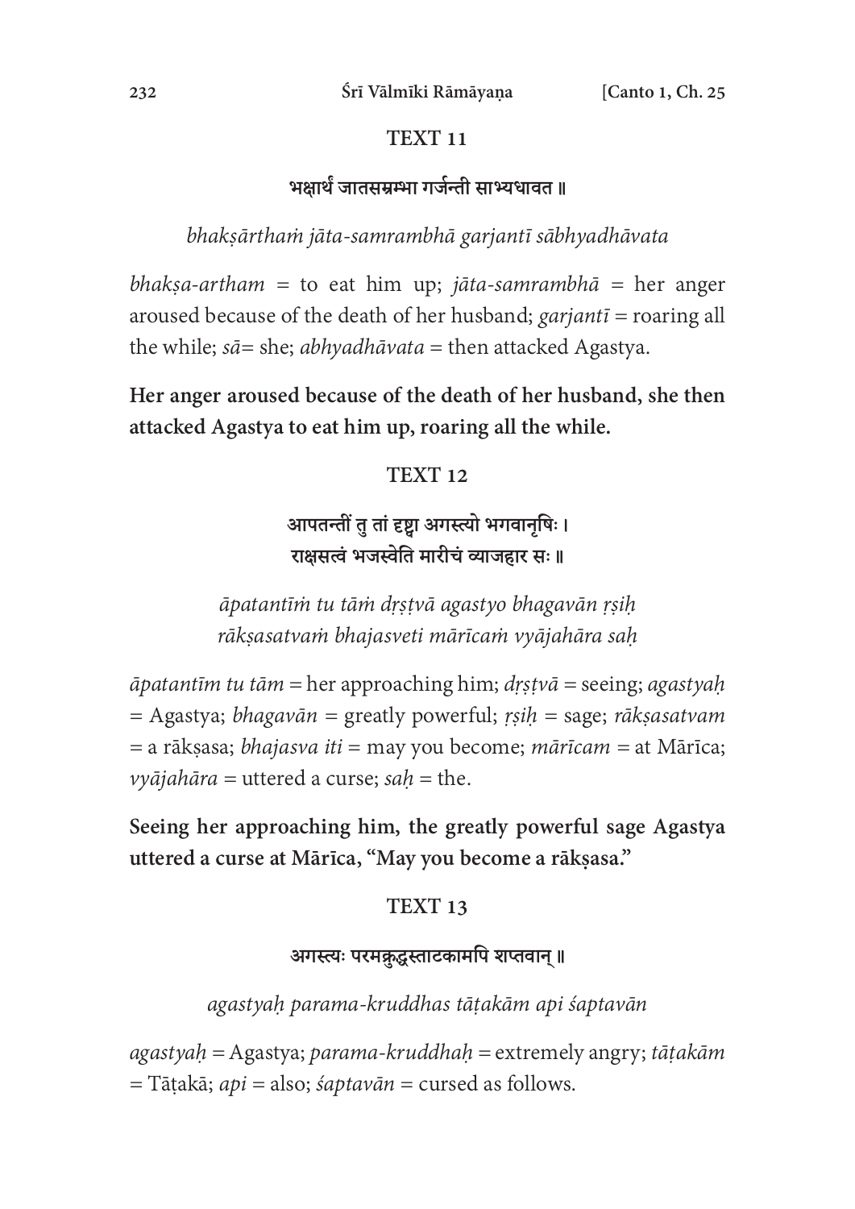## TEXT 11

भक्षार्थं जातसम्रम्भा गर्जन्ती साभ्यधावत ॥

*bhakṣārthaṁ jāta-samrambhā garjantī sābhyadhāvata*

*bhakṣa-artham* = to eat him up; *jāta-samrambhā* = her anger aroused because of the death of her husband; *garjantī* = roaring all the while; *sā*= she; *abhyadhāvata* = then attacked Agastya.

**Her anger aroused because of the death of her husband, she then attacked Agastya to eat him up, roaring all the while.**

## TEXT 12

आपतन्तीं तु तां दृष्ट्वा अगस्त्यो भगवानृषिः ।
राक्षसत्वं भजस्वेति मारीचं व्याजहार सः ॥

*āpatantīṁ tu tāṁ dṛṣṭvā agastyo bhagavān ṛṣiḥ*
*rākṣasatvaṁ bhajasveti mārīcaṁ vyājahāra saḥ*

*āpatantīm tu tām* = her approaching him; *dṛṣṭvā* = seeing; *agastyaḥ* = Agastya; *bhagavān* = greatly powerful; *ṛṣiḥ* = sage; *rākṣasatvam* = a rākṣasa; *bhajasva iti* = may you become; *mārīcam* = at Mārīca; *vyājahāra* = uttered a curse; *saḥ* = the.

**Seeing her approaching him, the greatly powerful sage Agastya uttered a curse at Mārīca, "May you become a rākṣasa."**

## TEXT 13

अगस्त्यः परमक्रुद्धस्ताटकामपि शप्तवान् ॥

*agastyaḥ parama-kruddhas tāṭakām api śaptavān*

*agastyaḥ* = Agastya; *parama-kruddhaḥ* = extremely angry; *tāṭakām* = Tāṭakā; *api* = also; *śaptavān* = cursed as follows.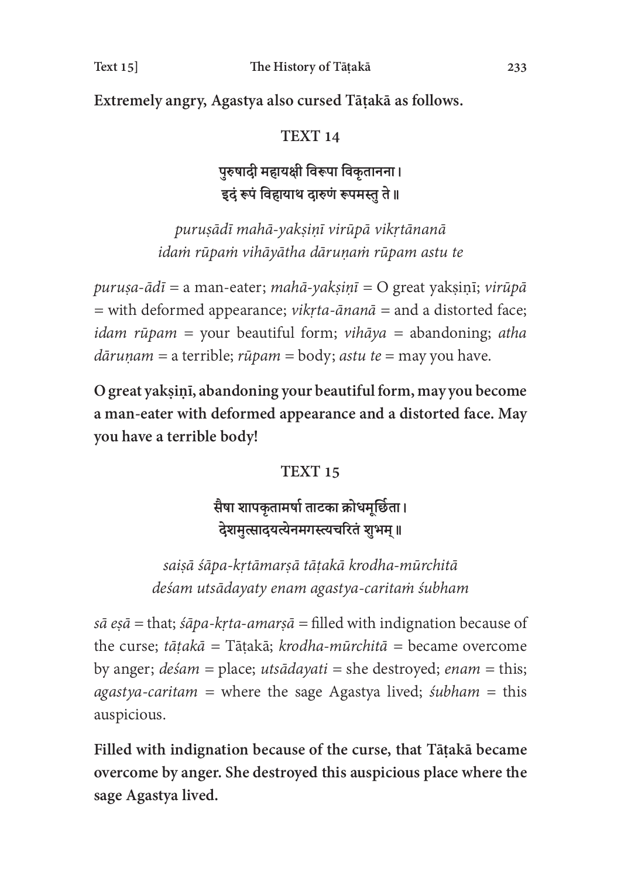**Extremely angry, Agastya also cursed Tāṭakā as follows.**

### TEXT 14

**पुरुषादी महायक्षी विरूपा विकृतानना।**
**इदं रूपं विहायाथ दारुणं रूपमस्तु ते॥**

*puruṣādī mahā-yakṣiṇī virūpā vikṛtānanā*
*idaṁ rūpaṁ vihāyātha dāruṇaṁ rūpam astu te*

*puruṣa-ādī* = a man-eater; *mahā-yakṣiṇī* = O great yakṣiṇī; *virūpā* = with deformed appearance; *vikṛta-ānanā* = and a distorted face; *idam rūpam* = your beautiful form; *vihāya* = abandoning; *atha dāruṇam* = a terrible; *rūpam* = body; *astu te* = may you have.

**O great yakṣiṇī, abandoning your beautiful form, may you become a man-eater with deformed appearance and a distorted face. May you have a terrible body!**

### TEXT 15

**सैषा शापकृतामर्षा ताटका क्रोधमूर्छिता।**
**देशमुत्सादयत्येनमगस्त्यचरितं शुभम्॥**

*saiṣā śāpa-kṛtāmarṣā tāṭakā krodha-mūrchitā*
*deśam utsādayaty enam agastya-caritaṁ śubham*

*sā eṣā* = that; *śāpa-kṛta-amarṣā* = filled with indignation because of the curse; *tāṭakā* = Tāṭakā; *krodha-mūrchitā* = became overcome by anger; *deśam* = place; *utsādayati* = she destroyed; *enam* = this; *agastya-caritam* = where the sage Agastya lived; *śubham* = this auspicious.

**Filled with indignation because of the curse, that Tāṭakā became overcome by anger. She destroyed this auspicious place where the sage Agastya lived.**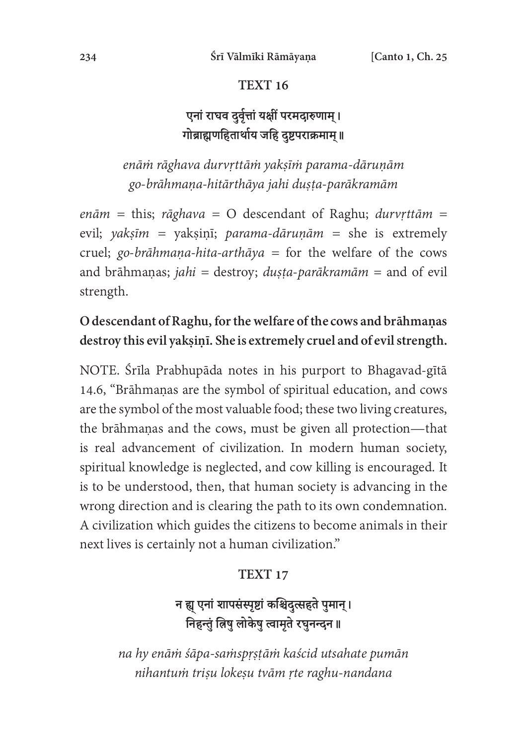## TEXT 16

**एनां राघव दुर्वृत्तां यक्षीं परमदारुणाम् ।**
**गोब्राह्मणहितार्थाय जहि दुष्टपराक्रमाम् ॥**

*enāṁ rāghava durvṛttāṁ yakṣīṁ parama-dāruṇām*
*go-brāhmaṇa-hitārthāya jahi duṣṭa-parākramām*

*enām* = this; *rāghava* = O descendant of Raghu; *durvṛttām* = evil; *yakṣīm* = yakṣiṇī; *parama-dāruṇām* = she is extremely cruel; *go-brāhmaṇa-hita-arthāya* = for the welfare of the cows and brāhmaṇas; *jahi* = destroy; *duṣṭa-parākramām* = and of evil strength.

**O descendant of Raghu, for the welfare of the cows and brāhmaṇas destroy this evil yakṣiṇī. She is extremely cruel and of evil strength.**

NOTE. Śrīla Prabhupāda notes in his purport to Bhagavad-gītā 14.6, "Brāhmaṇas are the symbol of spiritual education, and cows are the symbol of the most valuable food; these two living creatures, the brāhmaṇas and the cows, must be given all protection—that is real advancement of civilization. In modern human society, spiritual knowledge is neglected, and cow killing is encouraged. It is to be understood, then, that human society is advancing in the wrong direction and is clearing the path to its own condemnation. A civilization which guides the citizens to become animals in their next lives is certainly not a human civilization."

## TEXT 17

**न ह्य् एनां शापसंस्पृष्टां कश्चिदुत्सहते पुमान् ।**
**निहन्तुं त्रिषु लोकेषु त्वामृते रघुनन्दन ॥**

*na hy enāṁ śāpa-saṁspṛṣṭāṁ kaścid utsahate pumān*
*nihantuṁ triṣu lokeṣu tvām ṛte raghu-nandana*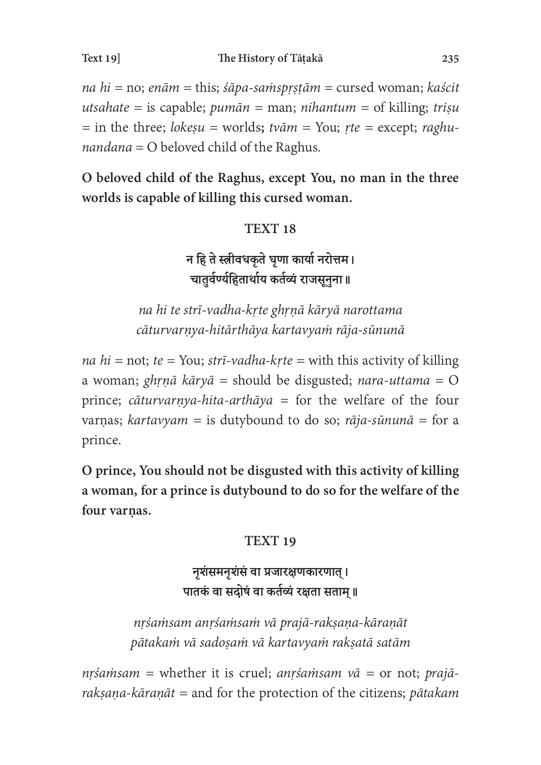*na hi* = no; *enām* = this; *śāpa-saṁspṛṣṭām* = cursed woman; *kaścit utsahate* = is capable; *pumān* = man; *nihantum* = of killing; *triṣu* = in the three; *lokeṣu* = worlds**;** *tvām* = You; *ṛte* = except; *raghu-nandana* = O beloved child of the Raghus.

**O beloved child of the Raghus, except You, no man in the three worlds is capable of killing this cursed woman.**

### TEXT 18

**न हि ते स्त्रीवधकृते घृणा कार्या नरोत्तम।**
**चातुर्वर्ण्यहितार्थाय कर्तव्यं राजसूनुना॥**

*na hi te strī-vadha-kṛte ghṛṇā kāryā narottama*
*cāturvarṇya-hitārthāya kartavyaṁ rāja-sūnunā*

*na hi* = not; *te* = You; *strī-vadha-kṛte* = with this activity of killing a woman; *ghṛṇā kāryā* = should be disgusted; *nara-uttama* = O prince; *cāturvarṇya-hita-arthāya* = for the welfare of the four varṇas; *kartavyam* = is dutybound to do so; *rāja-sūnunā* = for a prince.

**O prince, You should not be disgusted with this activity of killing a woman, for a prince is dutybound to do so for the welfare of the four varṇas.**

### TEXT 19

**नृशंसमनृशंसं वा प्रजारक्षणकारणात्।**
**पातकं वा सदोषं वा कर्तव्यं रक्षता सताम्॥**

*nṛśaṁsam anṛśaṁsaṁ vā prajā-rakṣaṇa-kāraṇāt*
*pātakaṁ vā sadoṣaṁ vā kartavyaṁ rakṣatā satām*

*nṛśaṁsam* = whether it is cruel; *anṛśaṁsam vā* = or not; *prajā-rakṣaṇa-kāraṇāt* = and for the protection of the citizens; *pātakam*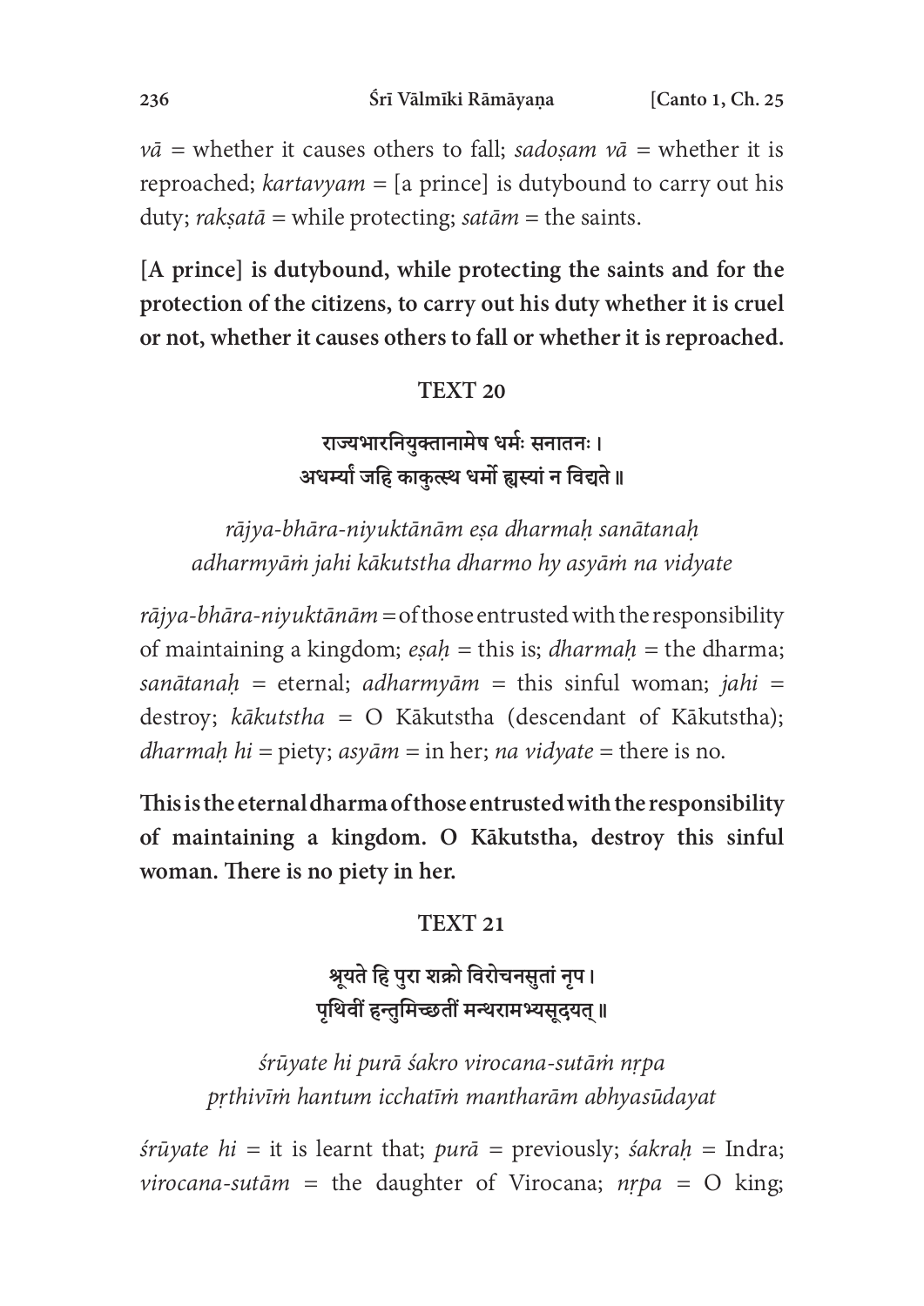*vā* = whether it causes others to fall; *sadoṣam vā* = whether it is reproached; *kartavyam* = [a prince] is dutybound to carry out his duty; *rakṣatā* = while protecting; *satām* = the saints.

**[A prince] is dutybound, while protecting the saints and for the protection of the citizens, to carry out his duty whether it is cruel or not, whether it causes others to fall or whether it is reproached.**

### TEXT 20

**राज्यभारनियुक्तानामेष धर्मः सनातनः ।**
**अधर्म्यां जहि काकुत्स्थ धर्मो ह्यस्यां न विद्यते ॥**

*rājya-bhāra-niyuktānām eṣa dharmaḥ sanātanaḥ*
*adharmyāṁ jahi kākutstha dharmo hy asyāṁ na vidyate*

*rājya-bhāra-niyuktānām* = of those entrusted with the responsibility of maintaining a kingdom; *eṣaḥ* = this is; *dharmaḥ* = the dharma; *sanātanaḥ* = eternal; *adharmyām* = this sinful woman; *jahi* = destroy; *kākutstha* = O Kākutstha (descendant of Kākutstha); *dharmaḥ hi* = piety; *asyām* = in her; *na vidyate* = there is no.

**This is the eternal dharma of those entrusted with the responsibility of maintaining a kingdom. O Kākutstha, destroy this sinful woman. There is no piety in her.**

### TEXT 21

**श्रूयते हि पुरा शक्रो विरोचनसुतां नृप ।**
**पृथिवीं हन्तुमिच्छतीं मन्थरामभ्यसूदयत् ॥**

*śrūyate hi purā śakro virocana-sutāṁ nṛpa*
*pṛthivīṁ hantum icchatīṁ mantharām abhyasūdayat*

*śrūyate hi* = it is learnt that; *purā* = previously; *śakraḥ* = Indra; *virocana-sutām* = the daughter of Virocana; *nṛpa* = O king;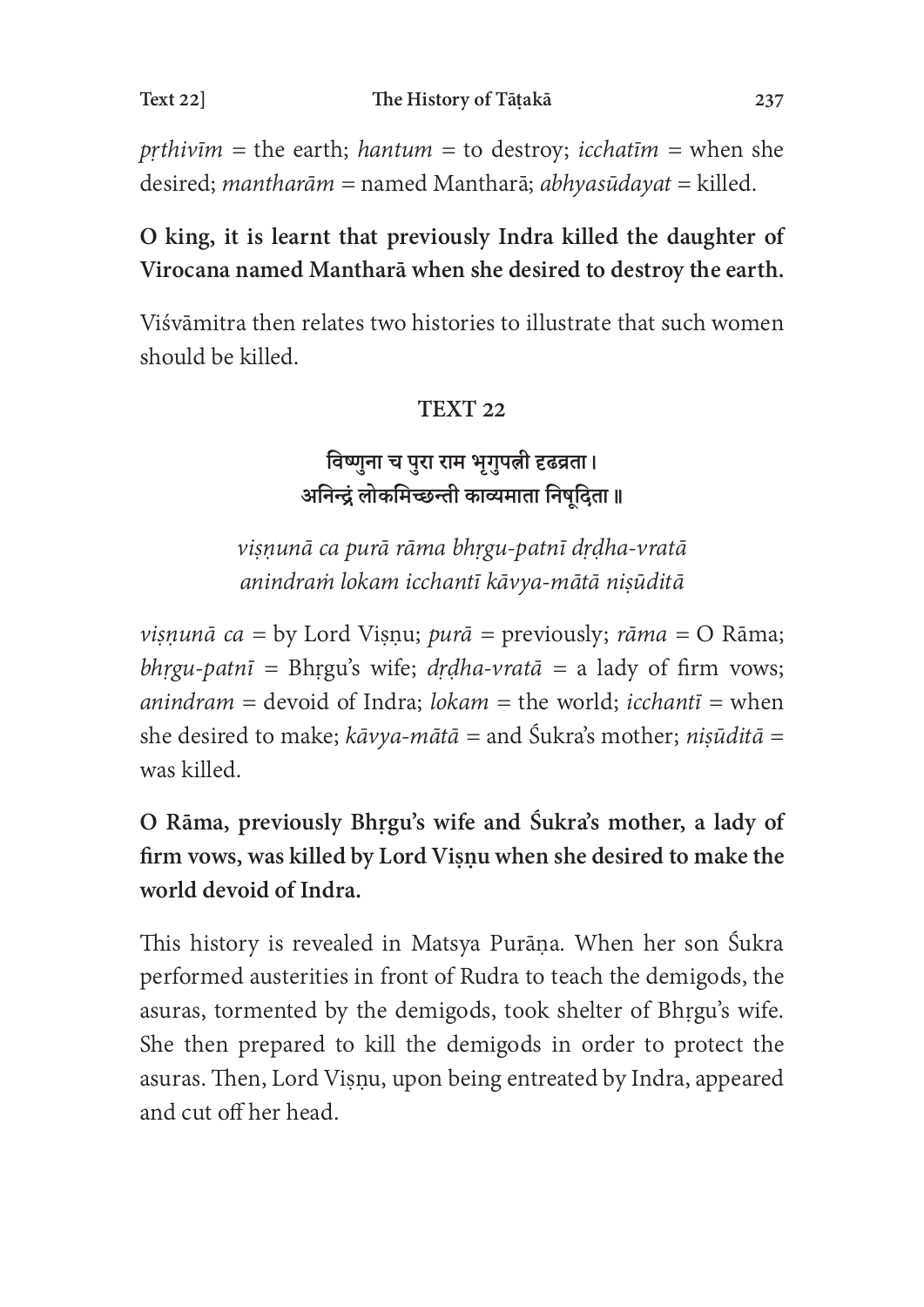*pṛthivīm* = the earth; *hantum* = to destroy; *icchatīm* = when she desired; *mantharām* = named Mantharā; *abhyasūdayat* = killed.

**O king, it is learnt that previously Indra killed the daughter of Virocana named Mantharā when she desired to destroy the earth.**

Viśvāmitra then relates two histories to illustrate that such women should be killed.

### TEXT 22

**विष्णुना च पुरा राम भृगुपत्नी दृढव्रता।**
**अनिन्द्रं लोकमिच्छन्ती काव्यमाता निषूदिता॥**

*viṣṇunā ca purā rāma bhṛgu-patnī dṛḍha-vratā*
*anindraṁ lokam icchantī kāvya-mātā niṣūditā*

*viṣṇunā ca* = by Lord Viṣṇu; *purā* = previously; *rāma* = O Rāma; *bhṛgu-patnī* = Bhṛgu's wife; *dṛḍha-vratā* = a lady of firm vows; *anindram* = devoid of Indra; *lokam* = the world; *icchantī* = when she desired to make; *kāvya-mātā* = and Śukra's mother; *niṣūditā* = was killed.

**O Rāma, previously Bhṛgu's wife and Śukra's mother, a lady of firm vows, was killed by Lord Viṣṇu when she desired to make the world devoid of Indra.**

This history is revealed in Matsya Purāṇa. When her son Śukra performed austerities in front of Rudra to teach the demigods, the asuras, tormented by the demigods, took shelter of Bhṛgu's wife. She then prepared to kill the demigods in order to protect the asuras. Then, Lord Viṣṇu, upon being entreated by Indra, appeared and cut off her head.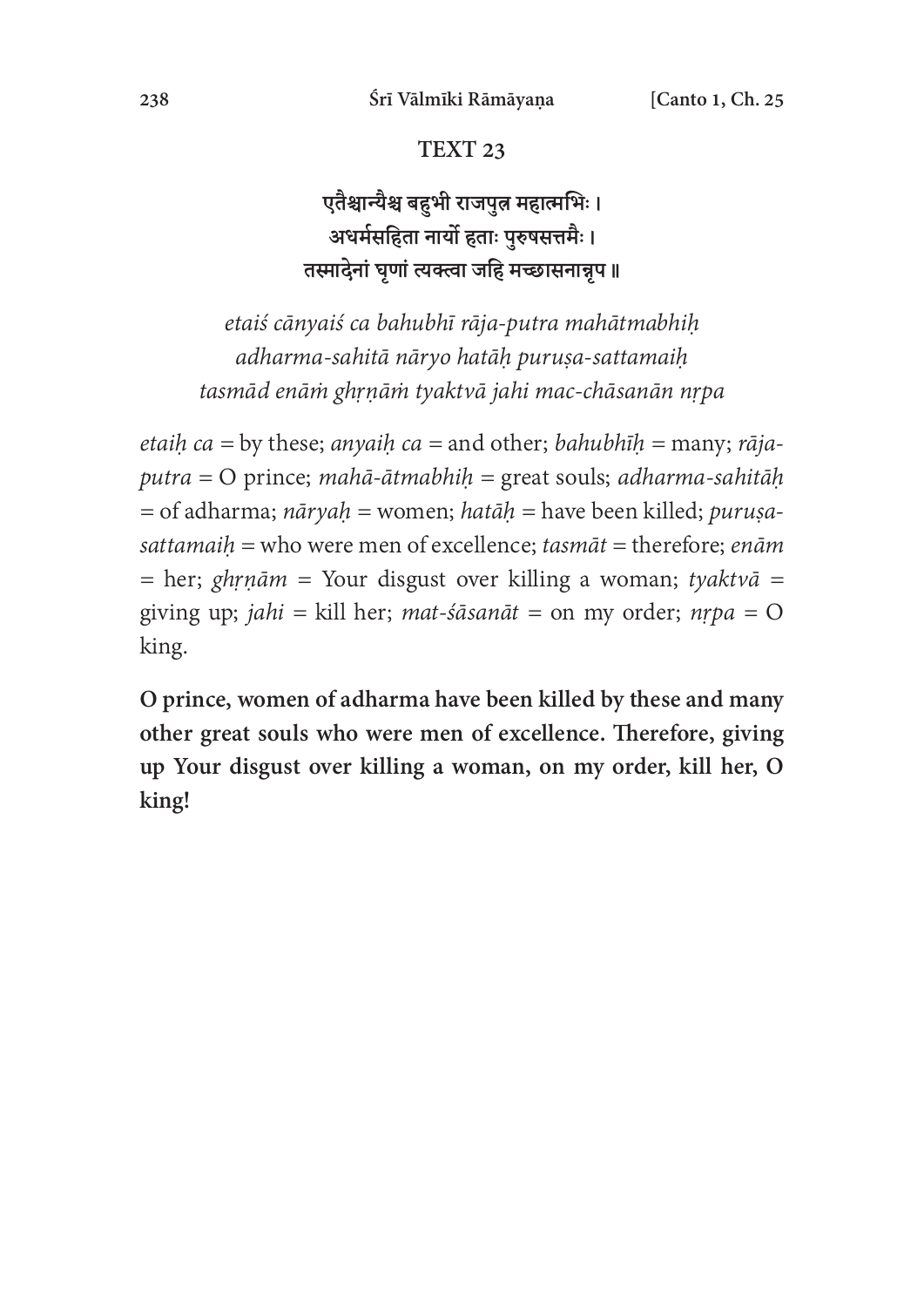## TEXT 23

एतैश्चान्यैश्च बहुभी राजपुत्र महात्मभिः ।
अधर्मसहिता नार्यो हताः पुरुषसत्तमैः ।
तस्मादेनां घृणां त्यक्त्वा जहि मच्छासनान्नृप ॥

*etaiś cānyaiś ca bahubhī rāja-putra mahātmabhiḥ*
*adharma-sahitā nāryo hatāḥ puruṣa-sattamaiḥ*
*tasmād enāṁ ghṛṇāṁ tyaktvā jahi mac-chāsanān nṛpa*

*etaiḥ ca* = by these; *anyaiḥ ca* = and other; *bahubhīḥ* = many; *rāja-putra* = O prince; *mahā-ātmabhiḥ* = great souls; *adharma-sahitāḥ* = of adharma; *nāryaḥ* = women; *hatāḥ* = have been killed; *puruṣa-sattamaiḥ* = who were men of excellence; *tasmāt* = therefore; *enām* = her; *ghṛṇām* = Your disgust over killing a woman; *tyaktvā* = giving up; *jahi* = kill her; *mat-śāsanāt* = on my order; *nṛpa* = O king.

**O prince, women of adharma have been killed by these and many other great souls who were men of excellence. Therefore, giving up Your disgust over killing a woman, on my order, kill her, O king!**